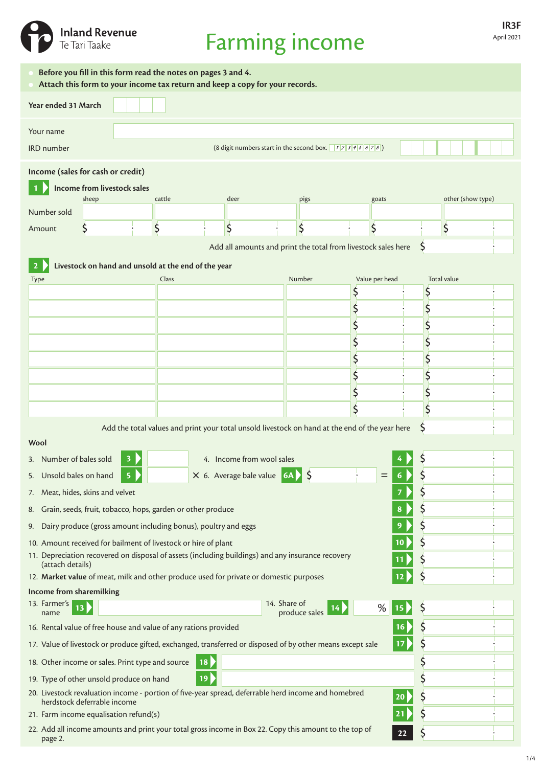Inland Revenue
Te Tari Taake

# Farming income

IR3F
April 2021

- **Before you fill in this form read the notes on pages 3 and 4.**
- **Attach this form to your income tax return and keep a copy for your records.**

Year ended 31 March

Your name

IRD number (8 digit numbers start in the second box. 12345678)

## Income (sales for cash or credit)

### 1 Income from livestock sales

| | sheep | cattle | deer | pigs | goats | other (show type) |
|---|---|---|---|---|---|---|
| Number sold | | | | | | |
| Amount | $ | $ | $ | $ | $ | $ |

Add all amounts and print the total from livestock sales here $

### 2 Livestock on hand and unsold at the end of the year

| Type | Class | Number | Value per head | Total value |
|---|---|---|---|---|
| | | | $ | $ |
| | | | $ | $ |
| | | | $ | $ |
| | | | $ | $ |
| | | | $ | $ |
| | | | $ | $ |
| | | | $ | $ |
| | | | $ | $ |

Add the total values and print your total unsold livestock on hand at the end of the year here $

### Wool

3. Number of bales sold **3**
4. Income from wool sales **4** $
5. Unsold bales on hand **5** × 6. Average bale value **6A** $ = **6** $
7. Meat, hides, skins and velvet **7** $
8. Grain, seeds, fruit, tobacco, hops, garden or other produce **8** $
9. Dairy produce (gross amount including bonus), poultry and eggs **9** $
10. Amount received for bailment of livestock or hire of plant **10** $
11. Depreciation recovered on disposal of assets (including buildings) and any insurance recovery (attach details) **11** $
12. **Market value** of meat, milk and other produce used for private or domestic purposes **12** $

### Income from sharemilking

13. Farmer's name **13**
14. Share of produce sales **14** % **15** $
16. Rental value of free house and value of any rations provided **16** $
17. Value of livestock or produce gifted, exchanged, transferred or disposed of by other means except sale **17** $
18. Other income or sales. Print type and source **18** $
19. Type of other unsold produce on hand **19** $
20. Livestock revaluation income - portion of five-year spread, deferrable herd income and homebred herdstock deferrable income **20** $
21. Farm income equalisation refund(s) **21** $
22. Add all income amounts and print your total gross income in Box 22. Copy this amount to the top of page 2. **22** $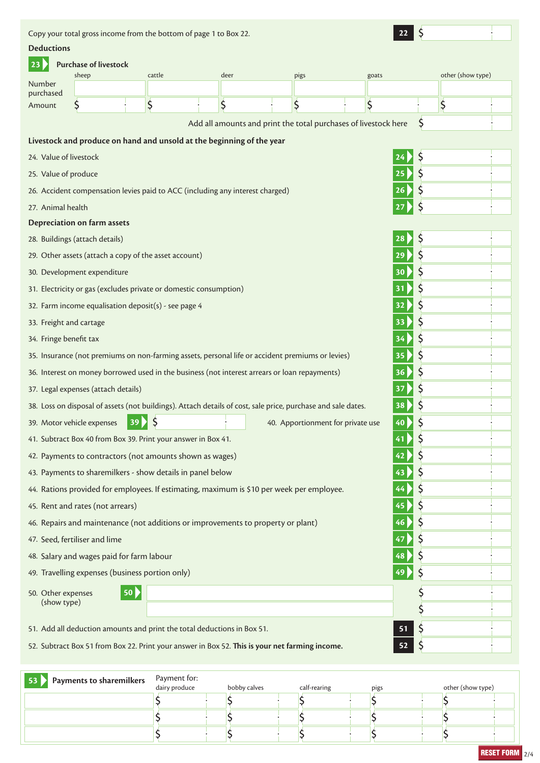Copy your total gross income from the bottom of page 1 to Box 22. **22** $

## Deductions

**23** **Purchase of livestock**

| | sheep | cattle | deer | pigs | goats | other (show type) |
|---|---|---|---|---|---|---|
| Number purchased | | | | | | |
| Amount | $ | $ | $ | $ | $ | $ |

Add all amounts and print the total purchases of livestock here $

**Livestock and produce on hand and unsold at the beginning of the year**

24. Value of livestock **24** $
25. Value of produce **25** $
26. Accident compensation levies paid to ACC (including any interest charged) **26** $
27. Animal health **27** $

**Depreciation on farm assets**

28. Buildings (attach details) **28** $
29. Other assets (attach a copy of the asset account) **29** $
30. Development expenditure **30** $
31. Electricity or gas (excludes private or domestic consumption) **31** $
32. Farm income equalisation deposit(s) - see page 4 **32** $
33. Freight and cartage **33** $
34. Fringe benefit tax **34** $
35. Insurance (not premiums on non-farming assets, personal life or accident premiums or levies) **35** $
36. Interest on money borrowed used in the business (not interest arrears or loan repayments) **36** $
37. Legal expenses (attach details) **37** $
38. Loss on disposal of assets (not buildings). Attach details of cost, sale price, purchase and sale dates. **38** $
39. Motor vehicle expenses **39** $ 40. Apportionment for private use **40** $
41. Subtract Box 40 from Box 39. Print your answer in Box 41. **41** $
42. Payments to contractors (not amounts shown as wages) **42** $
43. Payments to sharemilkers - show details in panel below **43** $
44. Rations provided for employees. If estimating, maximum is $10 per week per employee. **44** $
45. Rent and rates (not arrears) **45** $
46. Repairs and maintenance (not additions or improvements to property or plant) **46** $
47. Seed, fertiliser and lime **47** $
48. Salary and wages paid for farm labour **48** $
49. Travelling expenses (business portion only) **49** $
50. Other expenses (show type) **50** $ $
51. Add all deduction amounts and print the total deductions in Box 51. **51** $
52. Subtract Box 51 from Box 22. Print your answer in Box 52. **This is your net farming income.** **52** $

**53** **Payments to sharemilkers**

| | Payment for: dairy produce | bobby calves | calf-rearing | pigs | other (show type) |
|---|---|---|---|---|---|
| | $ | $ | $ | $ | $ |
| | $ | $ | $ | $ | $ |
| | $ | $ | $ | $ | $ |

RESET FORM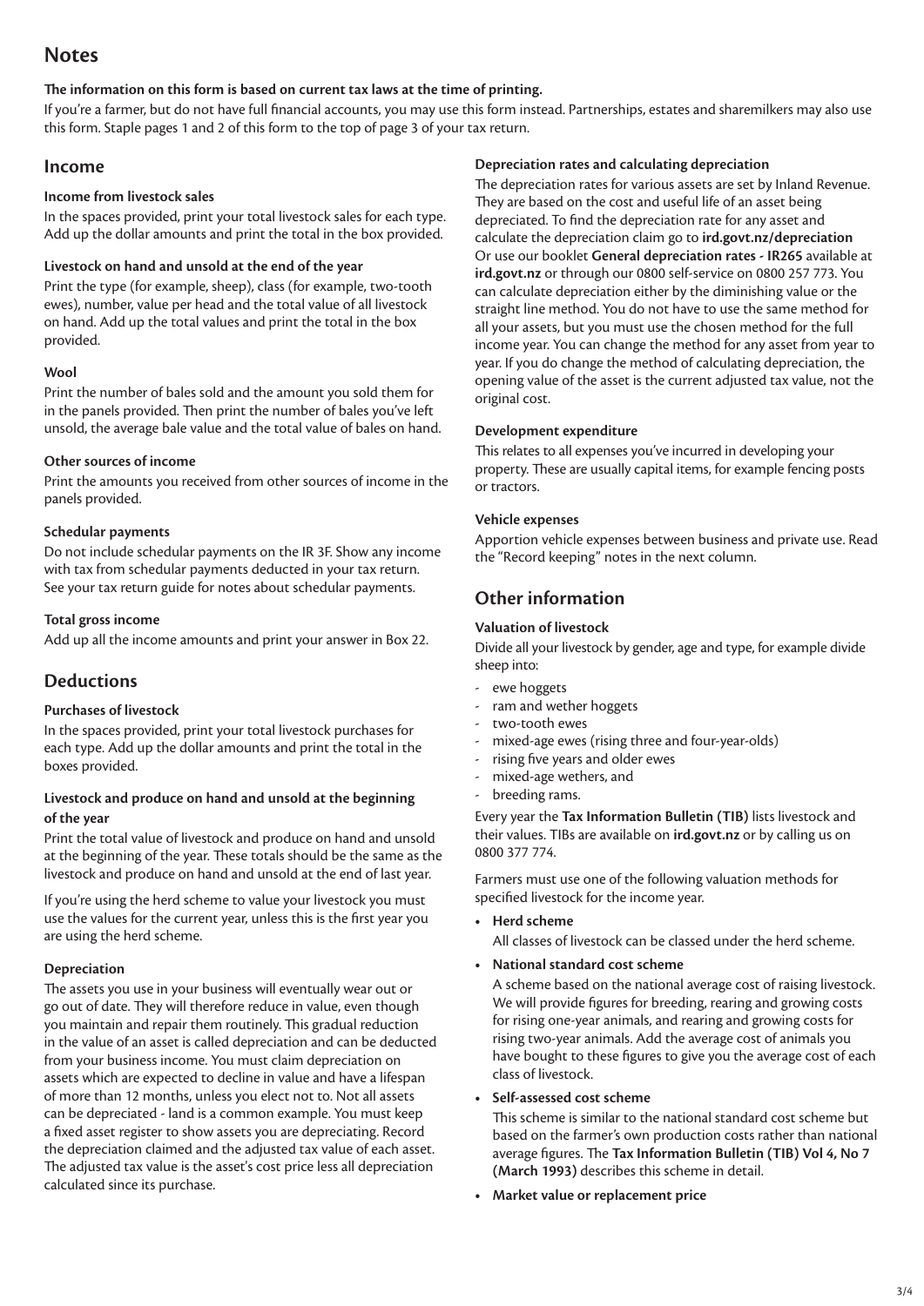# Notes

**The information on this form is based on current tax laws at the time of printing.**

If you're a farmer, but do not have full financial accounts, you may use this form instead. Partnerships, estates and sharemilkers may also use this form. Staple pages 1 and 2 of this form to the top of page 3 of your tax return.

## Income

### Income from livestock sales

In the spaces provided, print your total livestock sales for each type. Add up the dollar amounts and print the total in the box provided.

### Livestock on hand and unsold at the end of the year

Print the type (for example, sheep), class (for example, two-tooth ewes), number, value per head and the total value of all livestock on hand. Add up the total values and print the total in the box provided.

### Wool

Print the number of bales sold and the amount you sold them for in the panels provided. Then print the number of bales you've left unsold, the average bale value and the total value of bales on hand.

### Other sources of income

Print the amounts you received from other sources of income in the panels provided.

### Schedular payments

Do not include schedular payments on the IR 3F. Show any income with tax from schedular payments deducted in your tax return. See your tax return guide for notes about schedular payments.

### Total gross income

Add up all the income amounts and print your answer in Box 22.

## Deductions

### Purchases of livestock

In the spaces provided, print your total livestock purchases for each type. Add up the dollar amounts and print the total in the boxes provided.

### Livestock and produce on hand and unsold at the beginning of the year

Print the total value of livestock and produce on hand and unsold at the beginning of the year. These totals should be the same as the livestock and produce on hand and unsold at the end of last year.

If you're using the herd scheme to value your livestock you must use the values for the current year, unless this is the first year you are using the herd scheme.

### Depreciation

The assets you use in your business will eventually wear out or go out of date. They will therefore reduce in value, even though you maintain and repair them routinely. This gradual reduction in the value of an asset is called depreciation and can be deducted from your business income. You must claim depreciation on assets which are expected to decline in value and have a lifespan of more than 12 months, unless you elect not to. Not all assets can be depreciated - land is a common example. You must keep a fixed asset register to show assets you are depreciating. Record the depreciation claimed and the adjusted tax value of each asset. The adjusted tax value is the asset's cost price less all depreciation calculated since its purchase.

### Depreciation rates and calculating depreciation

The depreciation rates for various assets are set by Inland Revenue. They are based on the cost and useful life of an asset being depreciated. To find the depreciation rate for any asset and calculate the depreciation claim go to **ird.govt.nz/depreciation** Or use our booklet **General depreciation rates - IR265** available at **ird.govt.nz** or through our 0800 self-service on 0800 257 773. You can calculate depreciation either by the diminishing value or the straight line method. You do not have to use the same method for all your assets, but you must use the chosen method for the full income year. You can change the method for any asset from year to year. If you do change the method of calculating depreciation, the opening value of the asset is the current adjusted tax value, not the original cost.

### Development expenditure

This relates to all expenses you've incurred in developing your property. These are usually capital items, for example fencing posts or tractors.

### Vehicle expenses

Apportion vehicle expenses between business and private use. Read the "Record keeping" notes in the next column.

## Other information

### Valuation of livestock

Divide all your livestock by gender, age and type, for example divide sheep into:

- ewe hoggets
- ram and wether hoggets
- two-tooth ewes
- mixed-age ewes (rising three and four-year-olds)
- rising five years and older ewes
- mixed-age wethers, and
- breeding rams.

Every year the **Tax Information Bulletin (TIB)** lists livestock and their values. TIBs are available on **ird.govt.nz** or by calling us on 0800 377 774.

Farmers must use one of the following valuation methods for specified livestock for the income year.

- **Herd scheme**
  All classes of livestock can be classed under the herd scheme.
- **National standard cost scheme**
  A scheme based on the national average cost of raising livestock. We will provide figures for breeding, rearing and growing costs for rising one-year animals, and rearing and growing costs for rising two-year animals. Add the average cost of animals you have bought to these figures to give you the average cost of each class of livestock.
- **Self-assessed cost scheme**
  This scheme is similar to the national standard cost scheme but based on the farmer's own production costs rather than national average figures. The **Tax Information Bulletin (TIB) Vol 4, No 7 (March 1993)** describes this scheme in detail.
- **Market value or replacement price**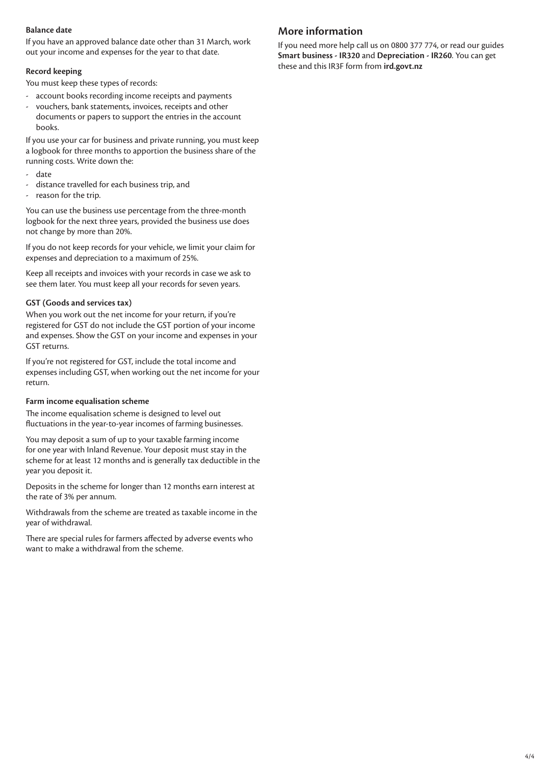### Balance date

If you have an approved balance date other than 31 March, work out your income and expenses for the year to that date.

### Record keeping

You must keep these types of records:

- account books recording income receipts and payments
- vouchers, bank statements, invoices, receipts and other documents or papers to support the entries in the account books.

If you use your car for business and private running, you must keep a logbook for three months to apportion the business share of the running costs. Write down the:

- date
- distance travelled for each business trip, and
- reason for the trip.

You can use the business use percentage from the three-month logbook for the next three years, provided the business use does not change by more than 20%.

If you do not keep records for your vehicle, we limit your claim for expenses and depreciation to a maximum of 25%.

Keep all receipts and invoices with your records in case we ask to see them later. You must keep all your records for seven years.

### GST (Goods and services tax)

When you work out the net income for your return, if you're registered for GST do not include the GST portion of your income and expenses. Show the GST on your income and expenses in your GST returns.

If you're not registered for GST, include the total income and expenses including GST, when working out the net income for your return.

### Farm income equalisation scheme

The income equalisation scheme is designed to level out fluctuations in the year-to-year incomes of farming businesses.

You may deposit a sum of up to your taxable farming income for one year with Inland Revenue. Your deposit must stay in the scheme for at least 12 months and is generally tax deductible in the year you deposit it.

Deposits in the scheme for longer than 12 months earn interest at the rate of 3% per annum.

Withdrawals from the scheme are treated as taxable income in the year of withdrawal.

There are special rules for farmers affected by adverse events who want to make a withdrawal from the scheme.

## More information

If you need more help call us on 0800 377 774, or read our guides **Smart business - IR320** and **Depreciation - IR260**. You can get these and this IR3F form from **ird.govt.nz**